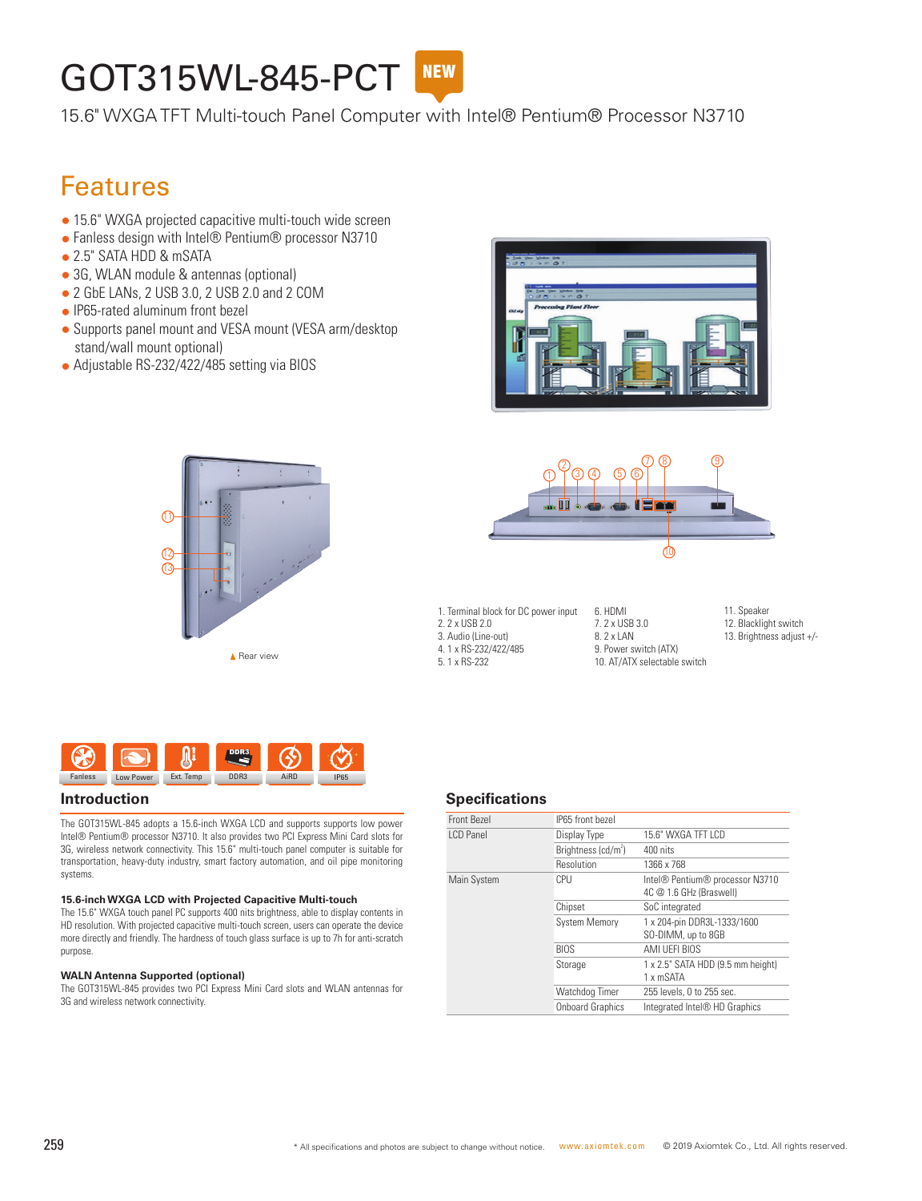# GOT315WL-845-PCT

NEW

15.6" WXGA TFT Multi-touch Panel Computer with Intel® Pentium® Processor N3710

## Features

- 15.6" WXGA projected capacitive multi-touch wide screen
- Fanless design with Intel® Pentium® processor N3710
- 2.5" SATA HDD & mSATA
- 3G, WLAN module & antennas (optional)
- 2 GbE LANs, 2 USB 3.0, 2 USB 2.0 and 2 COM
- IP65-rated aluminum front bezel
- Supports panel mount and VESA mount (VESA arm/desktop stand/wall mount optional)
- Adjustable RS-232/422/485 setting via BIOS

▲ Rear view

1. Terminal block for DC power input
2. 2 x USB 2.0
3. Audio (Line-out)
4. 1 x RS-232/422/485
5. 1 x RS-232
6. HDMI
7. 2 x USB 3.0
8. 2 x LAN
9. Power switch (ATX)
10. AT/ATX selectable switch
11. Speaker
12. Blacklight switch
13. Brightness adjust +/-

Fanless | Low Power | Ext. Temp | DDR3 | AiRD | IP65

## Introduction

The GOT315WL-845 adopts a 15.6-inch WXGA LCD and supports supports low power Intel® Pentium® processor N3710. It also provides two PCI Express Mini Card slots for 3G, wireless network connectivity. This 15.6" multi-touch panel computer is suitable for transportation, heavy-duty industry, smart factory automation, and oil pipe monitoring systems.

**15.6-inch WXGA LCD with Projected Capacitive Multi-touch**

The 15.6" WXGA touch panel PC supports 400 nits brightness, able to display contents in HD resolution. With projected capacitive multi-touch screen, users can operate the device more directly and friendly. The hardness of touch glass surface is up to 7h for anti-scratch purpose.

**WALN Antenna Supported (optional)**

The GOT315WL-845 provides two PCI Express Mini Card slots and WLAN antennas for 3G and wireless network connectivity.

## Specifications

| | | |
|---|---|---|
| Front Bezel | IP65 front bezel | |
| LCD Panel | Display Type | 15.6" WXGA TFT LCD |
| | Brightness (cd/m²) | 400 nits |
| | Resolution | 1366 x 768 |
| Main System | CPU | Intel® Pentium® processor N3710 4C @ 1.6 GHz (Braswell) |
| | Chipset | SoC integrated |
| | System Memory | 1 x 204-pin DDR3L-1333/1600 SO-DIMM, up to 8GB |
| | BIOS | AMI UEFI BIOS |
| | Storage | 1 x 2.5" SATA HDD (9.5 mm height) 1 x mSATA |
| | Watchdog Timer | 255 levels, 0 to 255 sec. |
| | Onboard Graphics | Integrated Intel® HD Graphics |

* All specifications and photos are subject to change without notice. www.axiomtek.com © 2019 Axiomtek Co., Ltd. All rights reserved.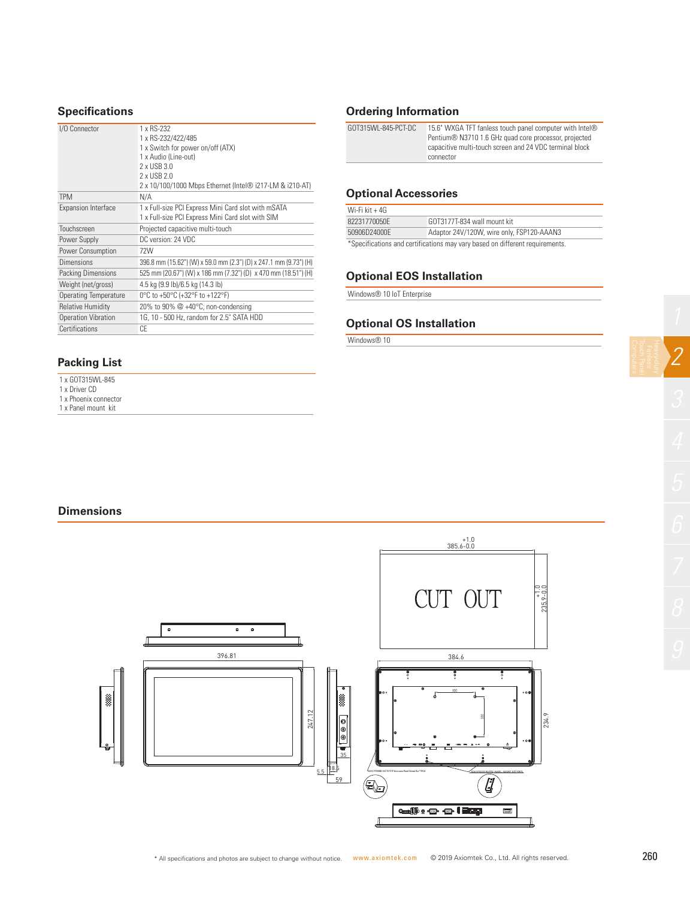## Specifications

| | |
|---|---|
| I/O Connector | 1 x RS-232<br>1 x RS-232/422/485<br>1 x Switch for power on/off (ATX)<br>1 x Audio (Line-out)<br>2 x USB 3.0<br>2 x USB 2.0<br>2 x 10/100/1000 Mbps Ethernet (Intel® i217-LM & i210-AT) |
| TPM | N/A |
| Expansion Interface | 1 x Full-size PCI Express Mini Card slot with mSATA<br>1 x Full-size PCI Express Mini Card slot with SIM |
| Touchscreen | Projected capacitive multi-touch |
| Power Supply | DC version: 24 VDC |
| Power Consumption | 72W |
| Dimensions | 396.8 mm (15.62") (W) x 59.0 mm (2.3") (D) x 247.1 mm (9.73") (H) |
| Packing Dimensions | 525 mm (20.67") (W) x 186 mm (7.32") (D) x 470 mm (18.51") (H) |
| Weight (net/gross) | 4.5 kg (9.9 lb)/6.5 kg (14.3 lb) |
| Operating Temperature | 0°C to +50°C (+32°F to +122°F) |
| Relative Humidity | 20% to 90% @ +40°C; non-condensing |
| Operation Vibration | 1G, 10 - 500 Hz, random for 2.5" SATA HDD |
| Certifications | CE |

## Packing List

1 x GOT315WL-845
1 x Driver CD
1 x Phoenix connector
1 x Panel mount kit

## Ordering Information

| | |
|---|---|
| GOT315WL-845-PCT-DC | 15.6" WXGA TFT fanless touch panel computer with Intel® Pentium® N3710 1.6 GHz quad core processor, projected capacitive multi-touch screen and 24 VDC terminal block connector |

## Optional Accessories

| | |
|---|---|
| Wi-Fi kit + 4G | |
| 82231770050E | GOT3177T-834 wall mount kit |
| 50906D24000E | Adaptor 24V/120W, wire only, FSP120-AAAN3 |

*Specifications and certifications may vary based on different requirements.

## Optional EOS Installation

Windows® 10 IoT Enterprise

## Optional OS Installation

Windows® 10

## Dimensions

+1.0
385.6-0.0

CUT OUT

+1.0
235.9-0.0

396.81

247.12

384.6

234.9

35

18.5

5.5

59

* All specifications and photos are subject to change without notice. www.axiomtek.com © 2019 Axiomtek Co., Ltd. All rights reserved.